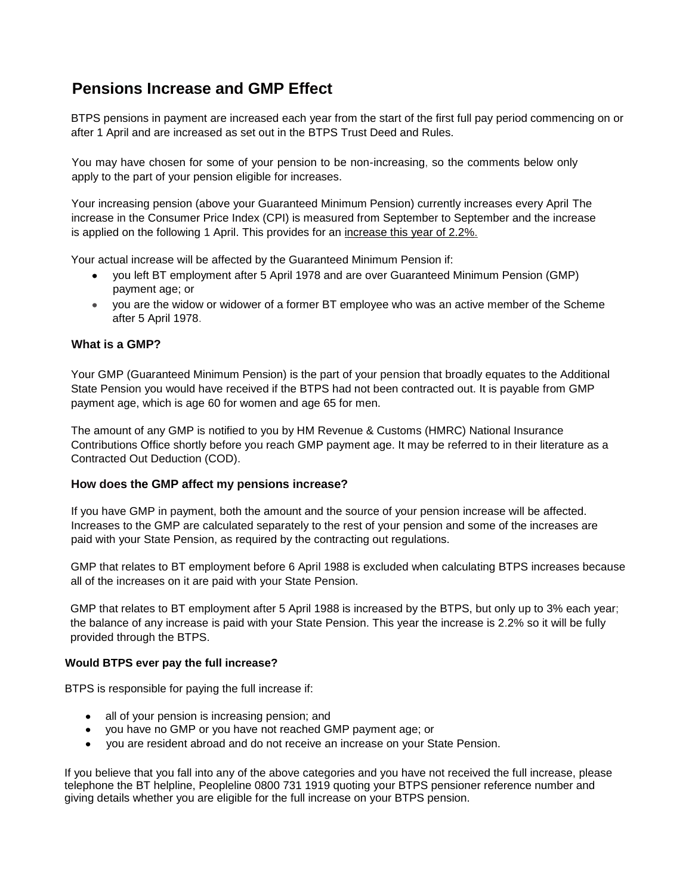# Pensions Increase and GMP Effect

BTPS pensions in payment are increased each year from the start of the first full pay period commencing on or after 1 April and are increased as set out in the BTPS Trust Deed and Rules.

You may have chosen for some of your pension to be non-increasing, so the comments below only apply to the part of your pension eligible for increases.

Your increasing pension (above your Guaranteed Minimum Pension) currently increases every April The increase in the Consumer Price Index (CPI) is measured from September to September and the increase is applied on the following 1 April. This provides for an <u>increase this year of 2.2%.</u>

Your actual increase will be affected by the Guaranteed Minimum Pension if:

- you left BT employment after 5 April 1978 and are over Guaranteed Minimum Pension (GMP) payment age; or
- you are the widow or widower of a former BT employee who was an active member of the Scheme after 5 April 1978.

### What is a GMP?

Your GMP (Guaranteed Minimum Pension) is the part of your pension that broadly equates to the Additional State Pension you would have received if the BTPS had not been contracted out. It is payable from GMP payment age, which is age 60 for women and age 65 for men.

The amount of any GMP is notified to you by HM Revenue & Customs (HMRC) National Insurance Contributions Office shortly before you reach GMP payment age. It may be referred to in their literature as a Contracted Out Deduction (COD).

### How does the GMP affect my pensions increase?

If you have GMP in payment, both the amount and the source of your pension increase will be affected. Increases to the GMP are calculated separately to the rest of your pension and some of the increases are paid with your State Pension, as required by the contracting out regulations.

GMP that relates to BT employment before 6 April 1988 is excluded when calculating BTPS increases because all of the increases on it are paid with your State Pension.

GMP that relates to BT employment after 5 April 1988 is increased by the BTPS, but only up to 3% each year; the balance of any increase is paid with your State Pension. This year the increase is 2.2% so it will be fully provided through the BTPS.

### Would BTPS ever pay the full increase?

BTPS is responsible for paying the full increase if:

- all of your pension is increasing pension; and
- you have no GMP or you have not reached GMP payment age; or
- you are resident abroad and do not receive an increase on your State Pension.

If you believe that you fall into any of the above categories and you have not received the full increase, please telephone the BT helpline, Peopleline 0800 731 1919 quoting your BTPS pensioner reference number and giving details whether you are eligible for the full increase on your BTPS pension.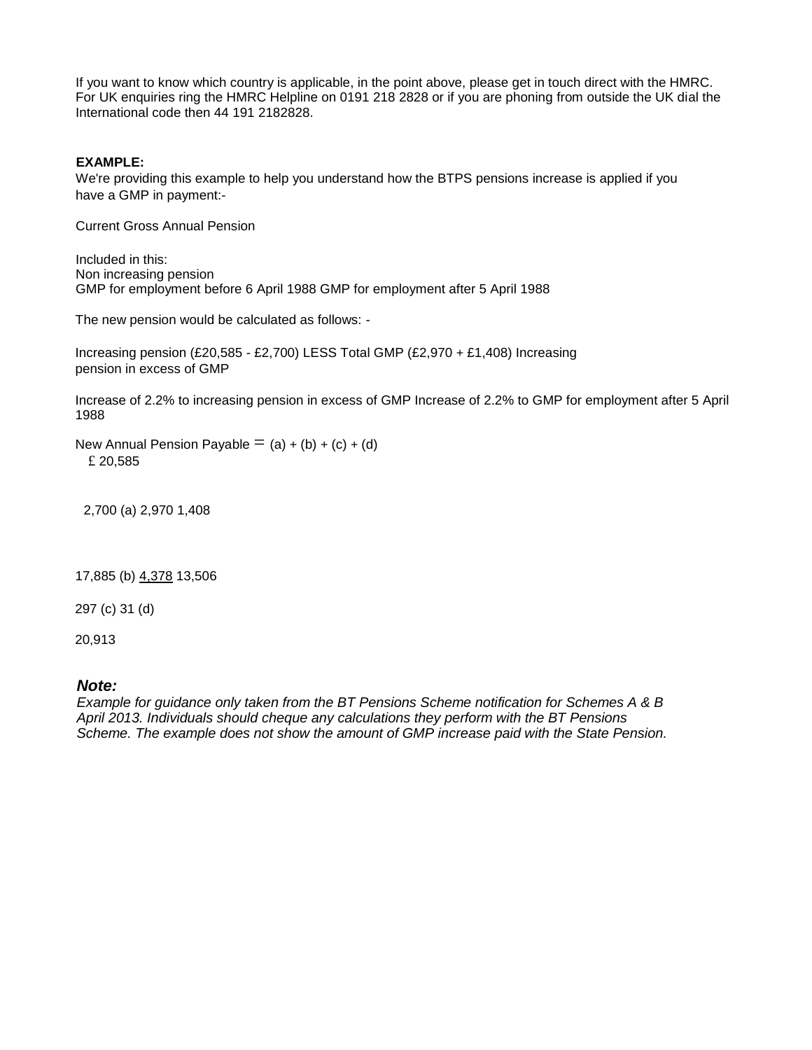If you want to know which country is applicable, in the point above, please get in touch direct with the HMRC. For UK enquiries ring the HMRC Helpline on 0191 218 2828 or if you are phoning from outside the UK dial the International code then 44 191 2182828.

**EXAMPLE:**

We're providing this example to help you understand how the BTPS pensions increase is applied if you have a GMP in payment:-

Current Gross Annual Pension

Included in this:
Non increasing pension
GMP for employment before 6 April 1988 GMP for employment after 5 April 1988

The new pension would be calculated as follows: -

Increasing pension (£20,585 - £2,700) LESS Total GMP (£2,970 + £1,408) Increasing pension in excess of GMP

Increase of 2.2% to increasing pension in excess of GMP Increase of 2.2% to GMP for employment after 5 April 1988

New Annual Pension Payable = (a) + (b) + (c) + (d)

£ 20,585

2,700 (a) 2,970 1,408

17,885 (b) <u>4,378</u> 13,506

297 (c) 31 (d)

20,913

***Note:***

*Example for guidance only taken from the BT Pensions Scheme notification for Schemes A & B April 2013. Individuals should cheque any calculations they perform with the BT Pensions Scheme. The example does not show the amount of GMP increase paid with the State Pension.*